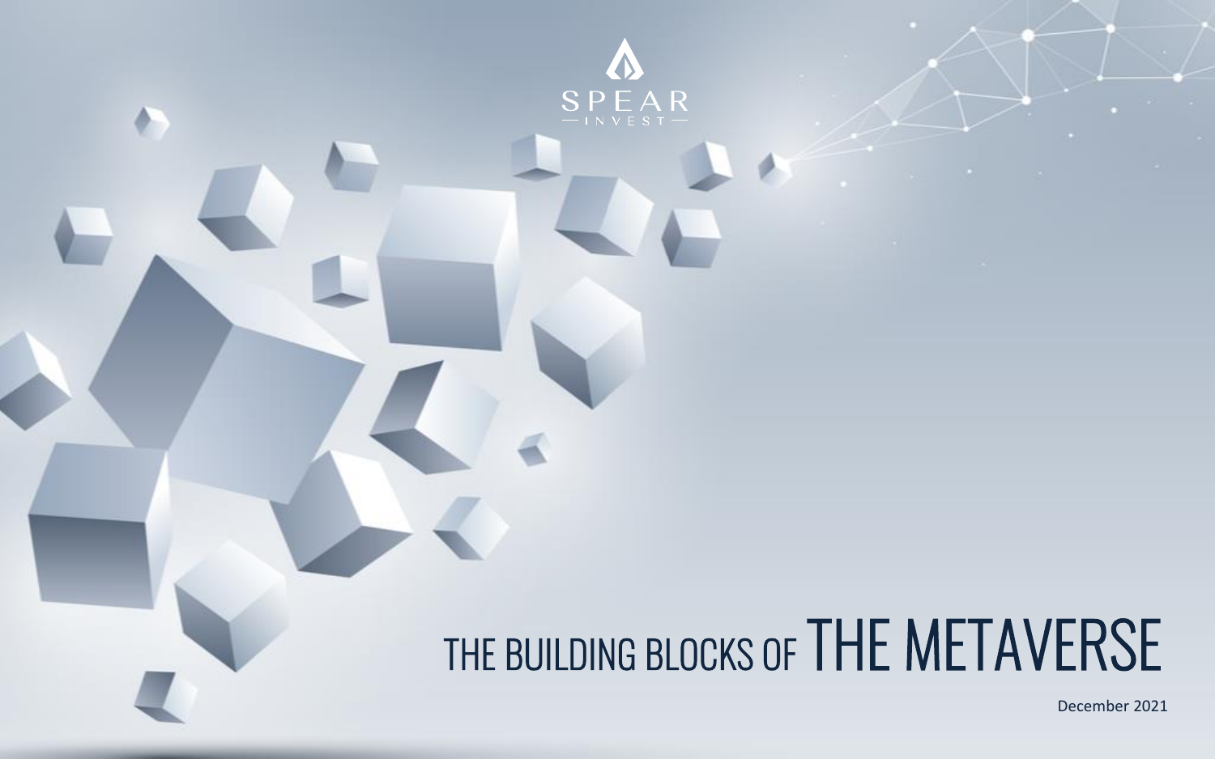SPEAR

INVEST

# THE BUILDING BLOCKS OF THE METAVERSE

December 2021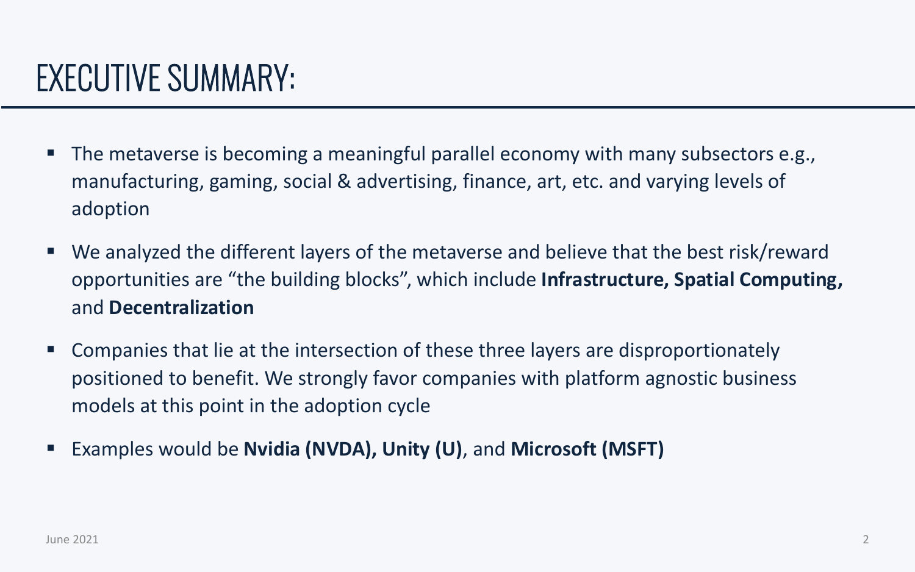# EXECUTIVE SUMMARY:

- The metaverse is becoming a meaningful parallel economy with many subsectors e.g., manufacturing, gaming, social & advertising, finance, art, etc. and varying levels of adoption
- We analyzed the different layers of the metaverse and believe that the best risk/reward opportunities are "the building blocks", which include **Infrastructure, Spatial Computing,** and **Decentralization**
- Companies that lie at the intersection of these three layers are disproportionately positioned to benefit. We strongly favor companies with platform agnostic business models at this point in the adoption cycle
- Examples would be **Nvidia (NVDA), Unity (U)**, and **Microsoft (MSFT)**

June 2021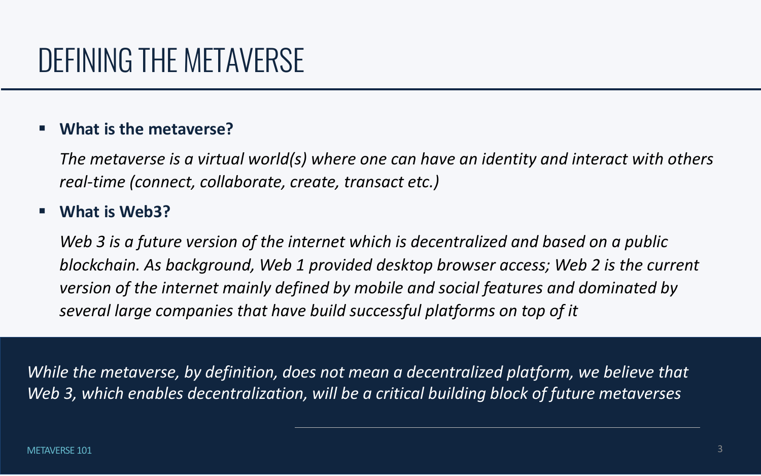# DEFINING THE METAVERSE

- **What is the metaverse?**

  *The metaverse is a virtual world(s) where one can have an identity and interact with others real-time (connect, collaborate, create, transact etc.)*

- **What is Web3?**

  *Web 3 is a future version of the internet which is decentralized and based on a public blockchain. As background, Web 1 provided desktop browser access; Web 2 is the current version of the internet mainly defined by mobile and social features and dominated by several large companies that have build successful platforms on top of it*

*While the metaverse, by definition, does not mean a decentralized platform, we believe that Web 3, which enables decentralization, will be a critical building block of future metaverses*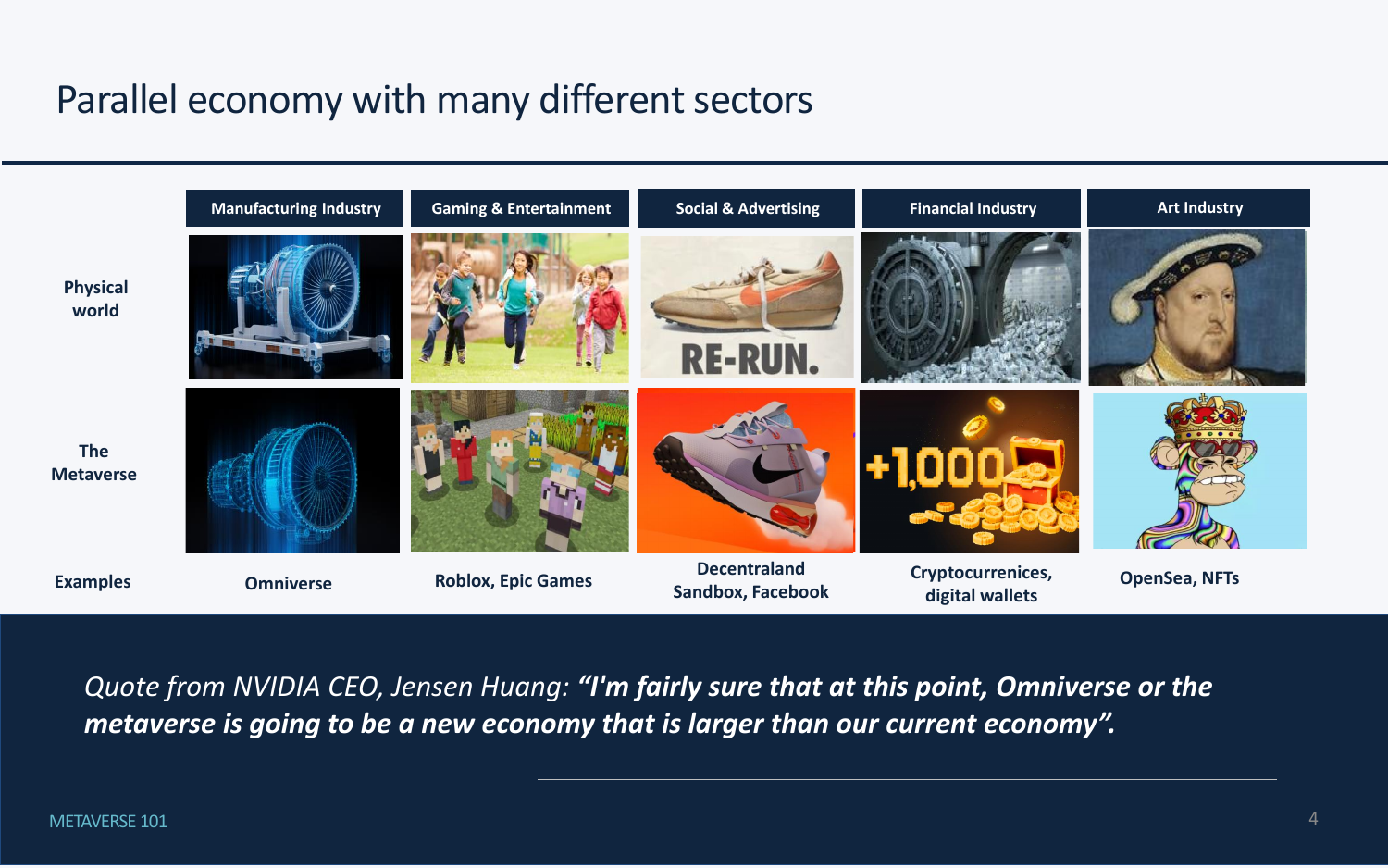# Parallel economy with many different sectors

| | Manufacturing Industry | Gaming & Entertainment | Social & Advertising | Financial Industry | Art Industry |
|---|---|---|---|---|---|
| Physical world | | | | | |
| The Metaverse | | | | | |
| Examples | Omniverse | Roblox, Epic Games | Decentraland Sandbox, Facebook | Cryptocurrenices, digital wallets | OpenSea, NFTs |

*Quote from NVIDIA CEO, Jensen Huang:* ***"I'm fairly sure that at this point, Omniverse or the metaverse is going to be a new economy that is larger than our current economy".***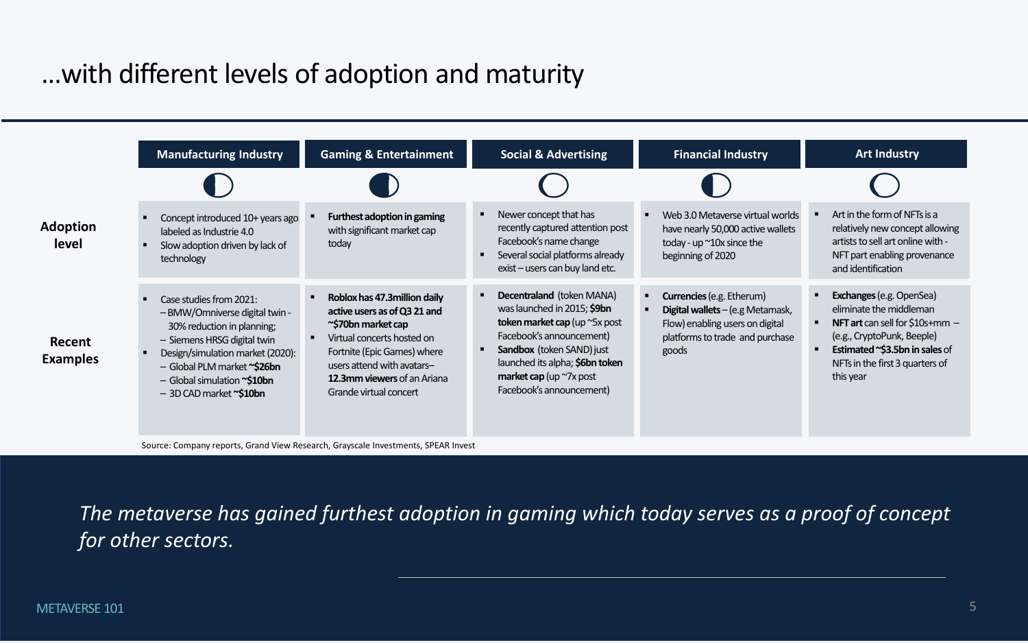# ...with different levels of adoption and maturity

| | Manufacturing Industry | Gaming & Entertainment | Social & Advertising | Financial Industry | Art Industry |
|---|---|---|---|---|---|
| **Adoption level** | ▪ Concept introduced 10+ years ago labeled as Industrie 4.0<br>▪ Slow adoption driven by lack of technology | ▪ **Furthest adoption in gaming** with significant market cap today | ▪ Newer concept that has recently captured attention post Facebook's name change<br>▪ Several social platforms already exist – users can buy land etc. | ▪ Web 3.0 Metaverse virtual worlds have nearly 50,000 active wallets today - up ~10x since the beginning of 2020 | ▪ Art in the form of NFTs is a relatively new concept allowing artists to sell art online with - NFT part enabling provenance and identification |
| **Recent Examples** | ▪ Case studies from 2021:<br>– BMW/Omniverse digital twin - 30% reduction in planning;<br>– Siemens HRSG digital twin<br>▪ Design/simulation market (2020):<br>– Global PLM market **~$26bn**<br>– Global simulation **~$10bn**<br>– 3D CAD market **~$10bn** | ▪ **Roblox has 47.3million daily active users as of Q3 21 and ~$70bn market cap**<br>▪ Virtual concerts hosted on Fortnite (Epic Games) where users attend with avatars– **12.3mm viewers** of an Ariana Grande virtual concert | ▪ **Decentraland** (token MANA) was launched in 2015; **$9bn token market cap** (up ~5x post Facebook's announcement)<br>▪ **Sandbox** (token SAND) just launched its alpha; **$6bn token market cap** (up ~7x post Facebook's announcement) | ▪ **Currencies** (e.g. Etherum)<br>▪ **Digital wallets** – (e.g Metamask, Flow) enabling users on digital platforms to trade and purchase goods | ▪ **Exchanges** (e.g. OpenSea) eliminate the middleman<br>▪ **NFT art** can sell for $10s+mm – (e.g., CryptoPunk, Beeple)<br>▪ **Estimated ~$3.5bn in sales** of NFTs in the first 3 quarters of this year |

Source: Company reports, Grand View Research, Grayscale Investments, SPEAR Invest

*The metaverse has gained furthest adoption in gaming which today serves as a proof of concept for other sectors.*

METAVERSE 101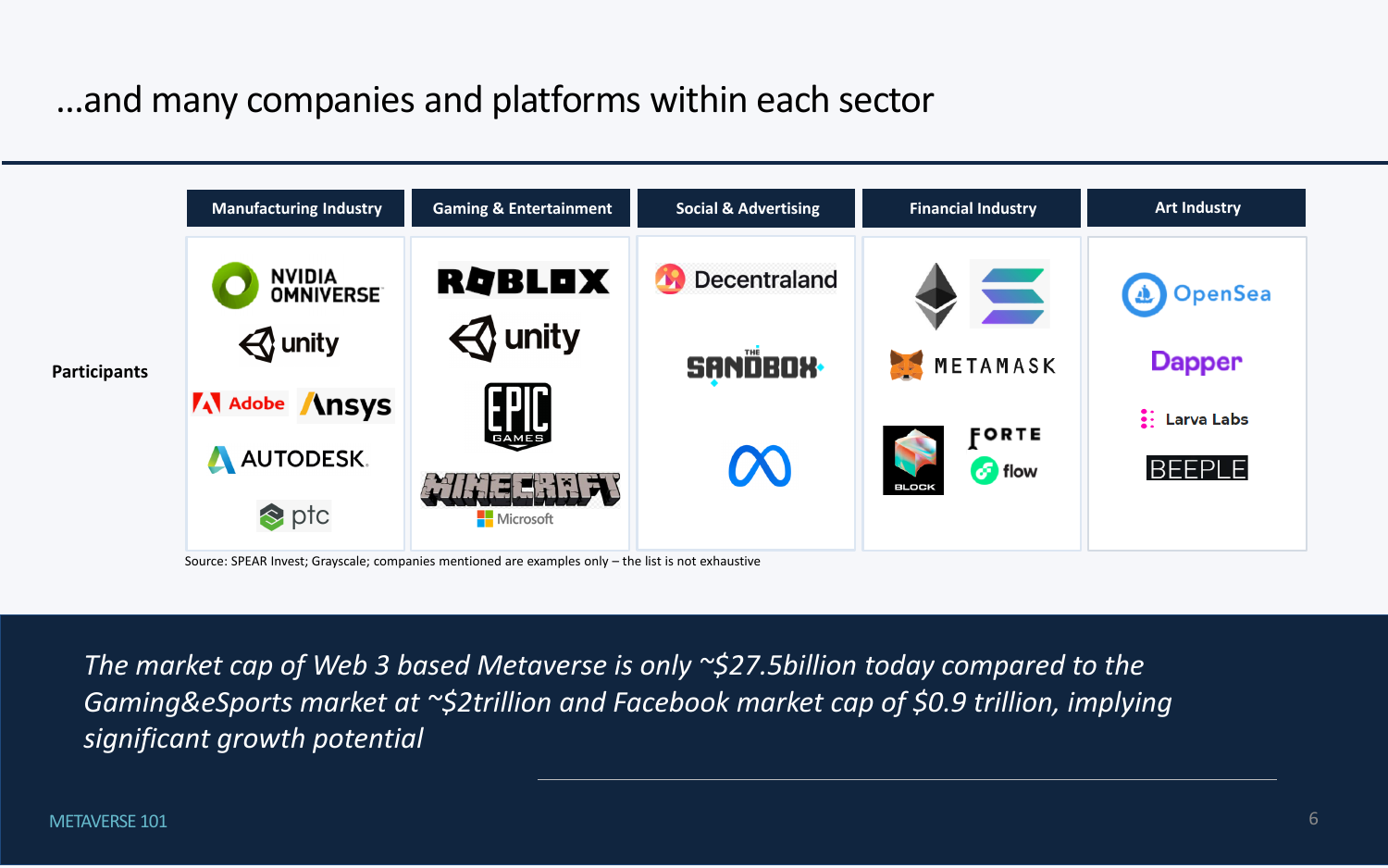# ...and many companies and platforms within each sector

| | Manufacturing Industry | Gaming & Entertainment | Social & Advertising | Financial Industry | Art Industry |
|---|---|---|---|---|---|
| **Participants** | NVIDIA OMNIVERSE, unity, Adobe, Ansys, AUTODESK, ptc | ROBLOX, unity, EPIC GAMES, MINECRAFT Microsoft | Decentraland, THE SANDBOX, Meta | Ethereum, Solana, METAMASK, BLOCK, FORTE, flow | OpenSea, Dapper, Larva Labs, BEEPLE |

Source: SPEAR Invest; Grayscale; companies mentioned are examples only – the list is not exhaustive

*The market cap of Web 3 based Metaverse is only ~$27.5billion today compared to the Gaming&eSports market at ~$2trillion and Facebook market cap of $0.9 trillion, implying significant growth potential*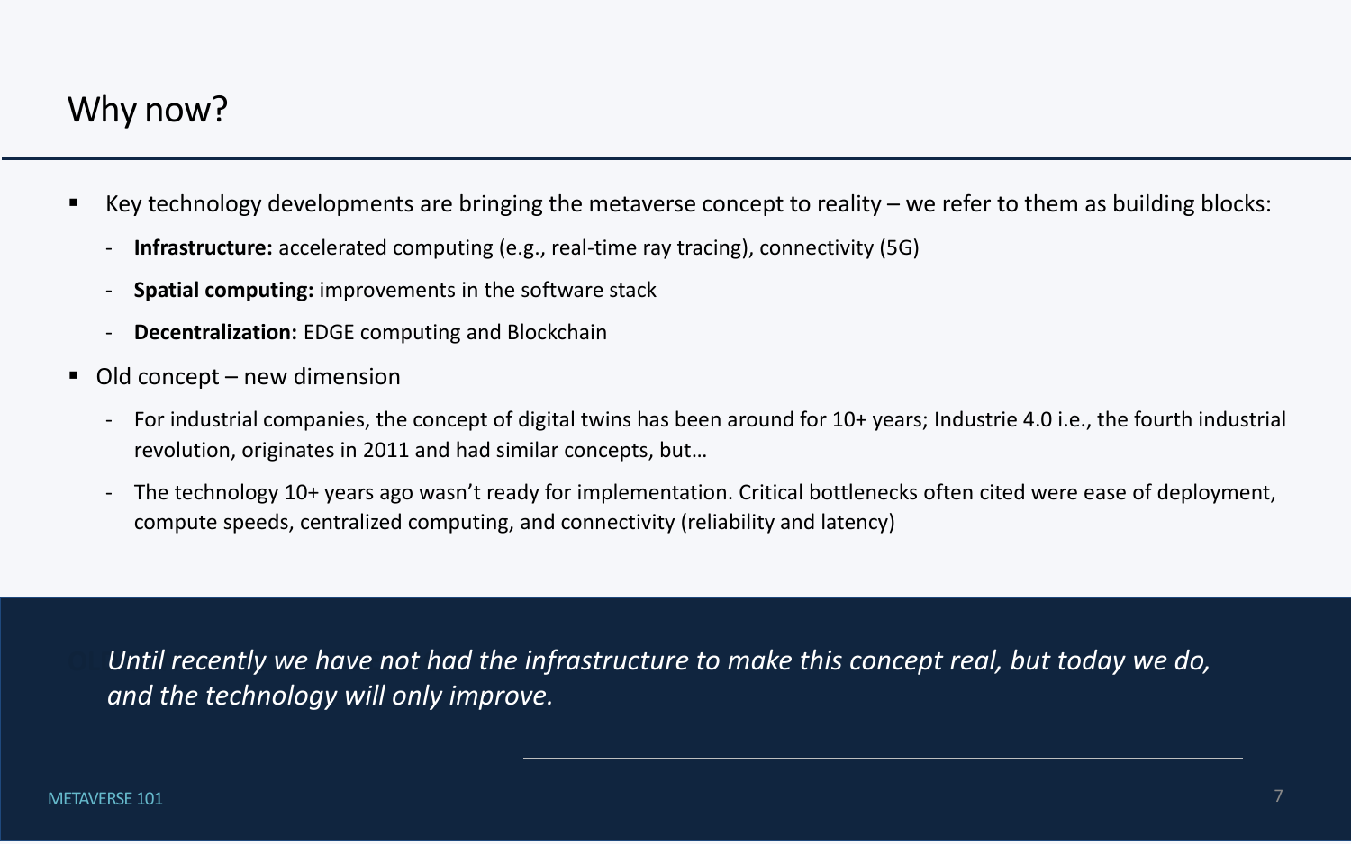# Why now?

- Key technology developments are bringing the metaverse concept to reality – we refer to them as building blocks:
  - **Infrastructure:** accelerated computing (e.g., real-time ray tracing), connectivity (5G)
  - **Spatial computing:** improvements in the software stack
  - **Decentralization:** EDGE computing and Blockchain
- Old concept – new dimension
  - For industrial companies, the concept of digital twins has been around for 10+ years; Industrie 4.0 i.e., the fourth industrial revolution, originates in 2011 and had similar concepts, but…
  - The technology 10+ years ago wasn't ready for implementation. Critical bottlenecks often cited were ease of deployment, compute speeds, centralized computing, and connectivity (reliability and latency)

*Until recently we have not had the infrastructure to make this concept real, but today we do, and the technology will only improve.*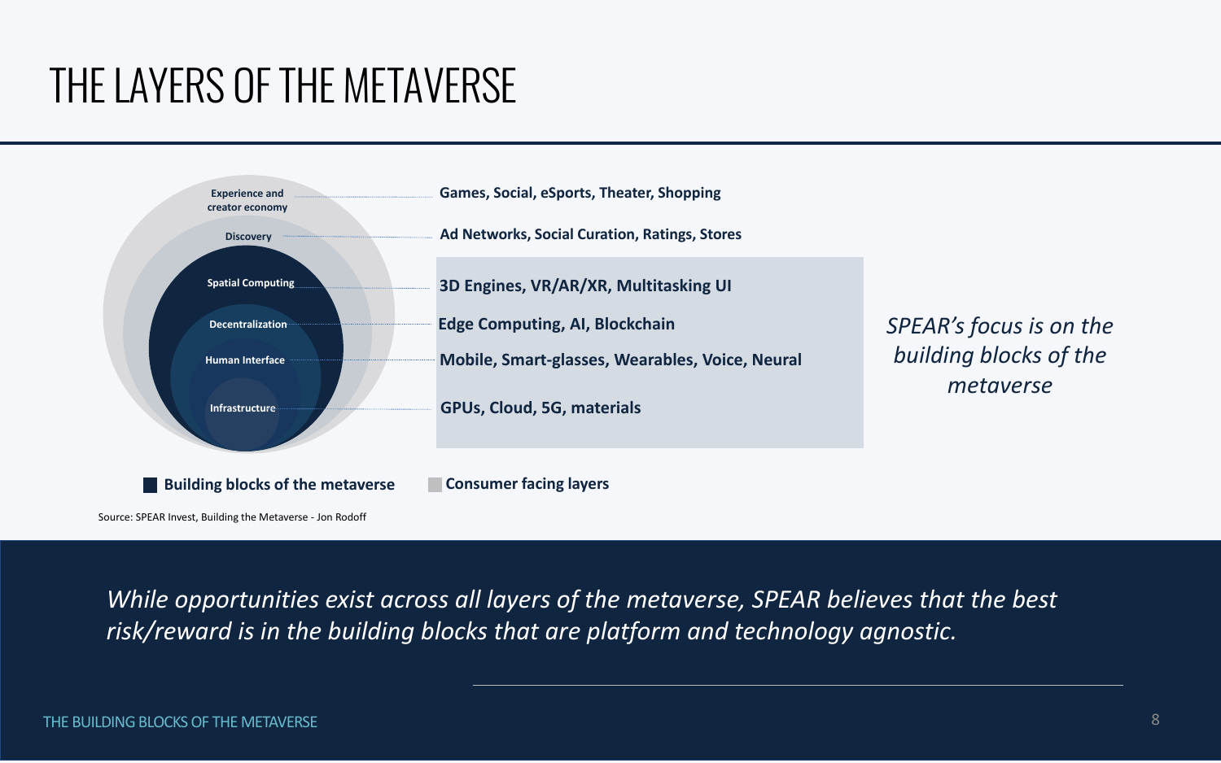# THE LAYERS OF THE METAVERSE

| Layer | Examples |
| --- | --- |
| Experience and creator economy | Games, Social, eSports, Theater, Shopping |
| Discovery | Ad Networks, Social Curation, Ratings, Stores |
| Spatial Computing | 3D Engines, VR/AR/XR, Multitasking UI |
| Decentralization | Edge Computing, AI, Blockchain |
| Human Interface | Mobile, Smart-glasses, Wearables, Voice, Neural |
| Infrastructure | GPUs, Cloud, 5G, materials |

■ Building blocks of the metaverse ■ Consumer facing layers

*SPEAR's focus is on the building blocks of the metaverse*

Source: SPEAR Invest, Building the Metaverse - Jon Rodoff

*While opportunities exist across all layers of the metaverse, SPEAR believes that the best risk/reward is in the building blocks that are platform and technology agnostic.*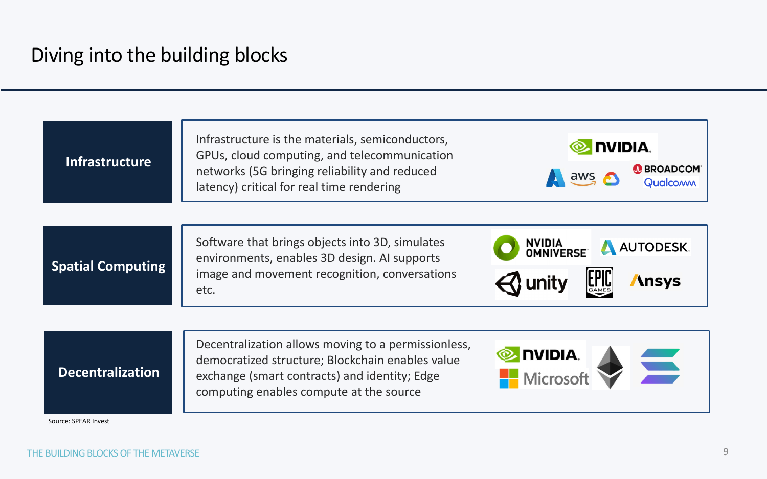# Diving into the building blocks

| | |
|---|---|
| **Infrastructure** | Infrastructure is the materials, semiconductors, GPUs, cloud computing, and telecommunication networks (5G bringing reliability and reduced latency) critical for real time rendering |
| **Spatial Computing** | Software that brings objects into 3D, simulates environments, enables 3D design. AI supports image and movement recognition, conversations etc. |
| **Decentralization** | Decentralization allows moving to a permissionless, democratized structure; Blockchain enables value exchange (smart contracts) and identity; Edge computing enables compute at the source |

Source: SPEAR Invest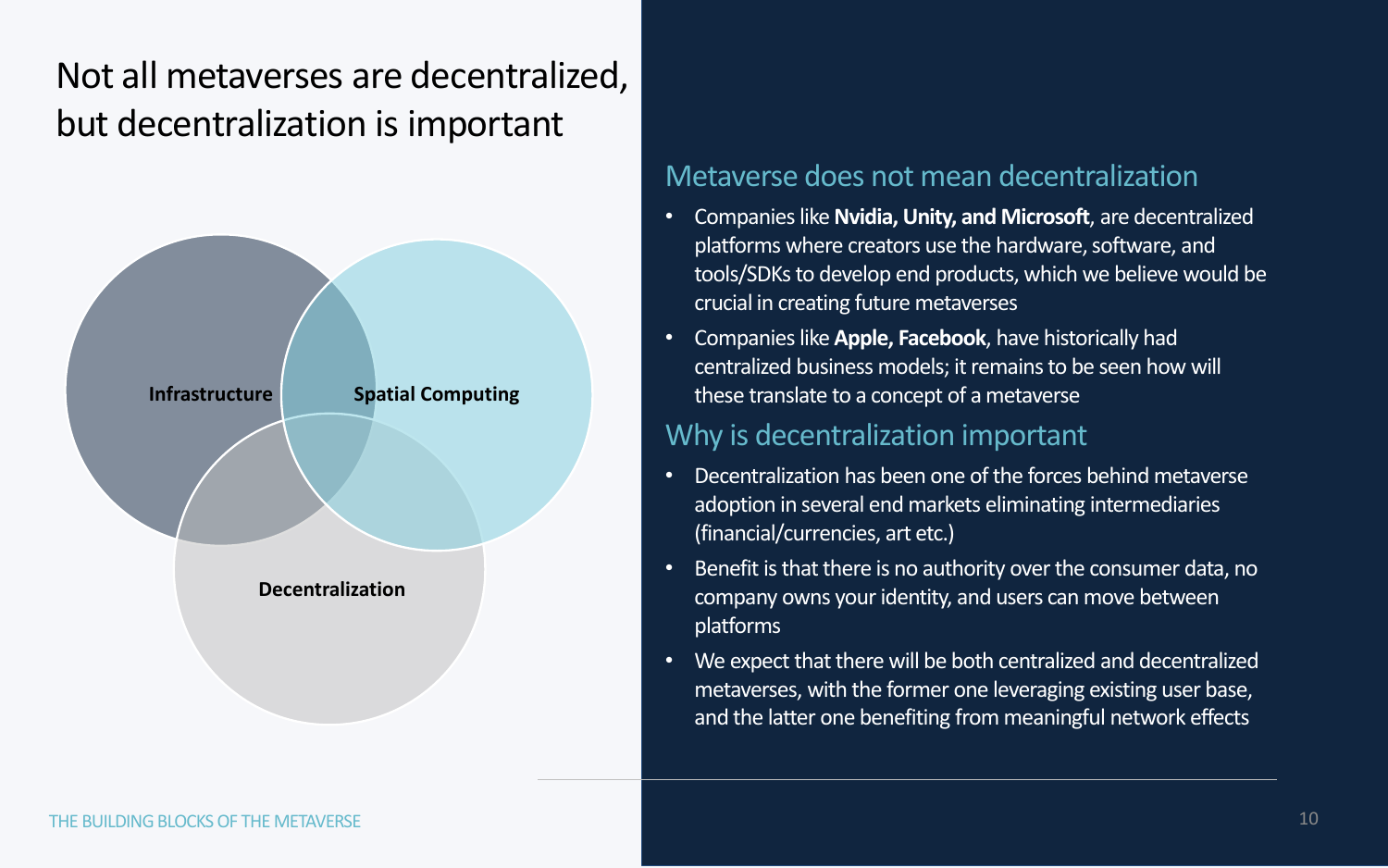# Not all metaverses are decentralized, but decentralization is important

Infrastructure

Spatial Computing

Decentralization

## Metaverse does not mean decentralization

- Companies like **Nvidia, Unity, and Microsoft**, are decentralized platforms where creators use the hardware, software, and tools/SDKs to develop end products, which we believe would be crucial in creating future metaverses
- Companies like **Apple, Facebook**, have historically had centralized business models; it remains to be seen how will these translate to a concept of a metaverse

## Why is decentralization important

- Decentralization has been one of the forces behind metaverse adoption in several end markets eliminating intermediaries (financial/currencies, art etc.)
- Benefit is that there is no authority over the consumer data, no company owns your identity, and users can move between platforms
- We expect that there will be both centralized and decentralized metaverses, with the former one leveraging existing user base, and the latter one benefiting from meaningful network effects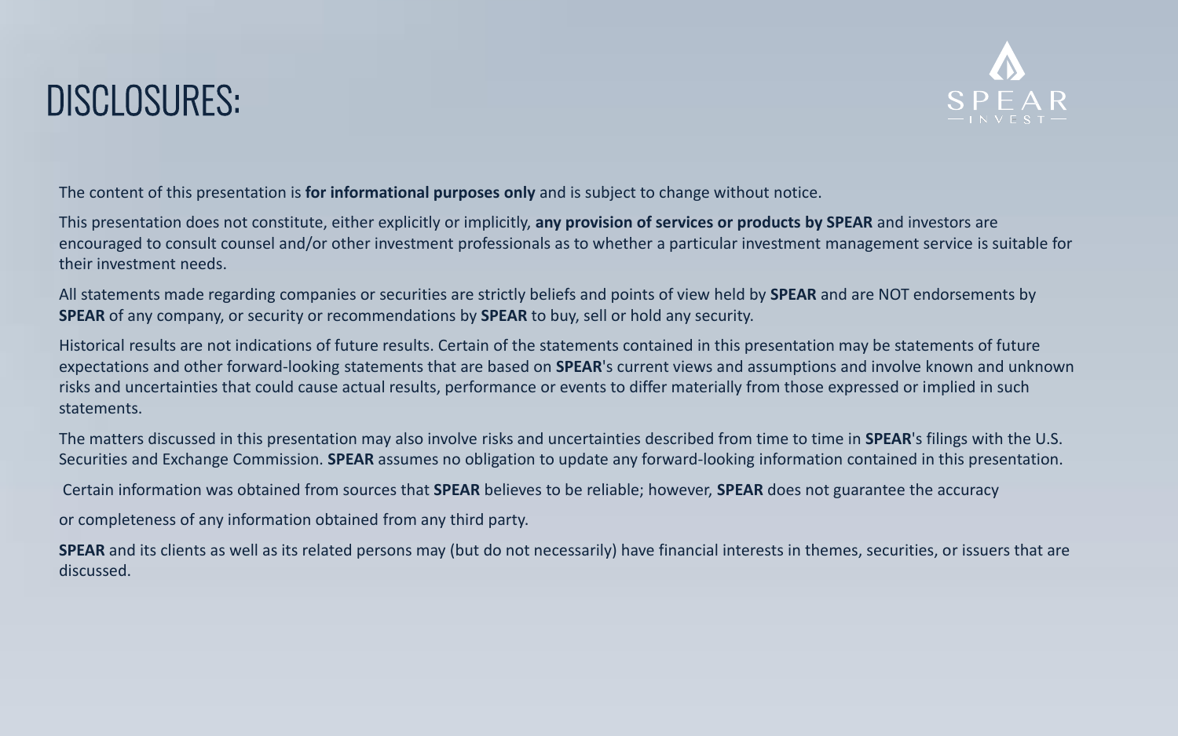# DISCLOSURES:

SPEAR
INVEST

The content of this presentation is **for informational purposes only** and is subject to change without notice.

This presentation does not constitute, either explicitly or implicitly, **any provision of services or products by SPEAR** and investors are encouraged to consult counsel and/or other investment professionals as to whether a particular investment management service is suitable for their investment needs.

All statements made regarding companies or securities are strictly beliefs and points of view held by **SPEAR** and are NOT endorsements by **SPEAR** of any company, or security or recommendations by **SPEAR** to buy, sell or hold any security.

Historical results are not indications of future results. Certain of the statements contained in this presentation may be statements of future expectations and other forward-looking statements that are based on **SPEAR**'s current views and assumptions and involve known and unknown risks and uncertainties that could cause actual results, performance or events to differ materially from those expressed or implied in such statements.

The matters discussed in this presentation may also involve risks and uncertainties described from time to time in **SPEAR**'s filings with the U.S. Securities and Exchange Commission. **SPEAR** assumes no obligation to update any forward-looking information contained in this presentation.

Certain information was obtained from sources that **SPEAR** believes to be reliable; however, **SPEAR** does not guarantee the accuracy

or completeness of any information obtained from any third party.

**SPEAR** and its clients as well as its related persons may (but do not necessarily) have financial interests in themes, securities, or issuers that are discussed.